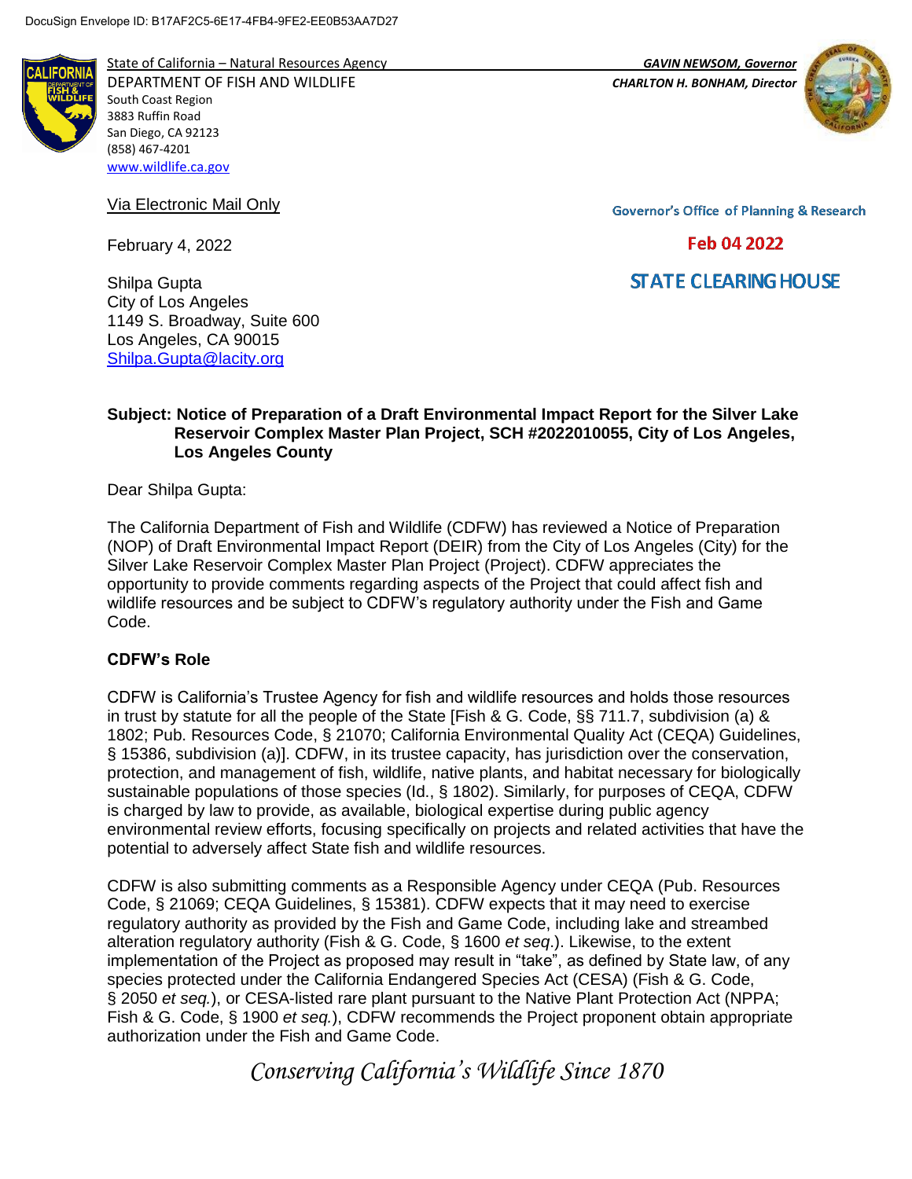DocuSign Envelope ID: B17AF2C5-6E17-4FB4-9FE2-EE0B53AA7D27

State of California – Natural Resources Agency
DEPARTMENT OF FISH AND WILDLIFE
South Coast Region
3883 Ruffin Road
San Diego, CA 92123
(858) 467-4201
www.wildlife.ca.gov

*GAVIN NEWSOM, Governor*
*CHARLTON H. BONHAM, Director*

Governor's Office of Planning & Research

Feb 04 2022

STATE CLEARING HOUSE

Via Electronic Mail Only

February 4, 2022

Shilpa Gupta
City of Los Angeles
1149 S. Broadway, Suite 600
Los Angeles, CA 90015
Shilpa.Gupta@lacity.org

**Subject: Notice of Preparation of a Draft Environmental Impact Report for the Silver Lake Reservoir Complex Master Plan Project, SCH #2022010055, City of Los Angeles, Los Angeles County**

Dear Shilpa Gupta:

The California Department of Fish and Wildlife (CDFW) has reviewed a Notice of Preparation (NOP) of Draft Environmental Impact Report (DEIR) from the City of Los Angeles (City) for the Silver Lake Reservoir Complex Master Plan Project (Project). CDFW appreciates the opportunity to provide comments regarding aspects of the Project that could affect fish and wildlife resources and be subject to CDFW's regulatory authority under the Fish and Game Code.

**CDFW's Role**

CDFW is California's Trustee Agency for fish and wildlife resources and holds those resources in trust by statute for all the people of the State [Fish & G. Code, §§ 711.7, subdivision (a) & 1802; Pub. Resources Code, § 21070; California Environmental Quality Act (CEQA) Guidelines, § 15386, subdivision (a)]. CDFW, in its trustee capacity, has jurisdiction over the conservation, protection, and management of fish, wildlife, native plants, and habitat necessary for biologically sustainable populations of those species (Id., § 1802). Similarly, for purposes of CEQA, CDFW is charged by law to provide, as available, biological expertise during public agency environmental review efforts, focusing specifically on projects and related activities that have the potential to adversely affect State fish and wildlife resources.

CDFW is also submitting comments as a Responsible Agency under CEQA (Pub. Resources Code, § 21069; CEQA Guidelines, § 15381). CDFW expects that it may need to exercise regulatory authority as provided by the Fish and Game Code, including lake and streambed alteration regulatory authority (Fish & G. Code, § 1600 *et seq.*). Likewise, to the extent implementation of the Project as proposed may result in "take", as defined by State law, of any species protected under the California Endangered Species Act (CESA) (Fish & G. Code, § 2050 *et seq.*), or CESA-listed rare plant pursuant to the Native Plant Protection Act (NPPA; Fish & G. Code, § 1900 *et seq.*), CDFW recommends the Project proponent obtain appropriate authorization under the Fish and Game Code.

*Conserving California's Wildlife Since 1870*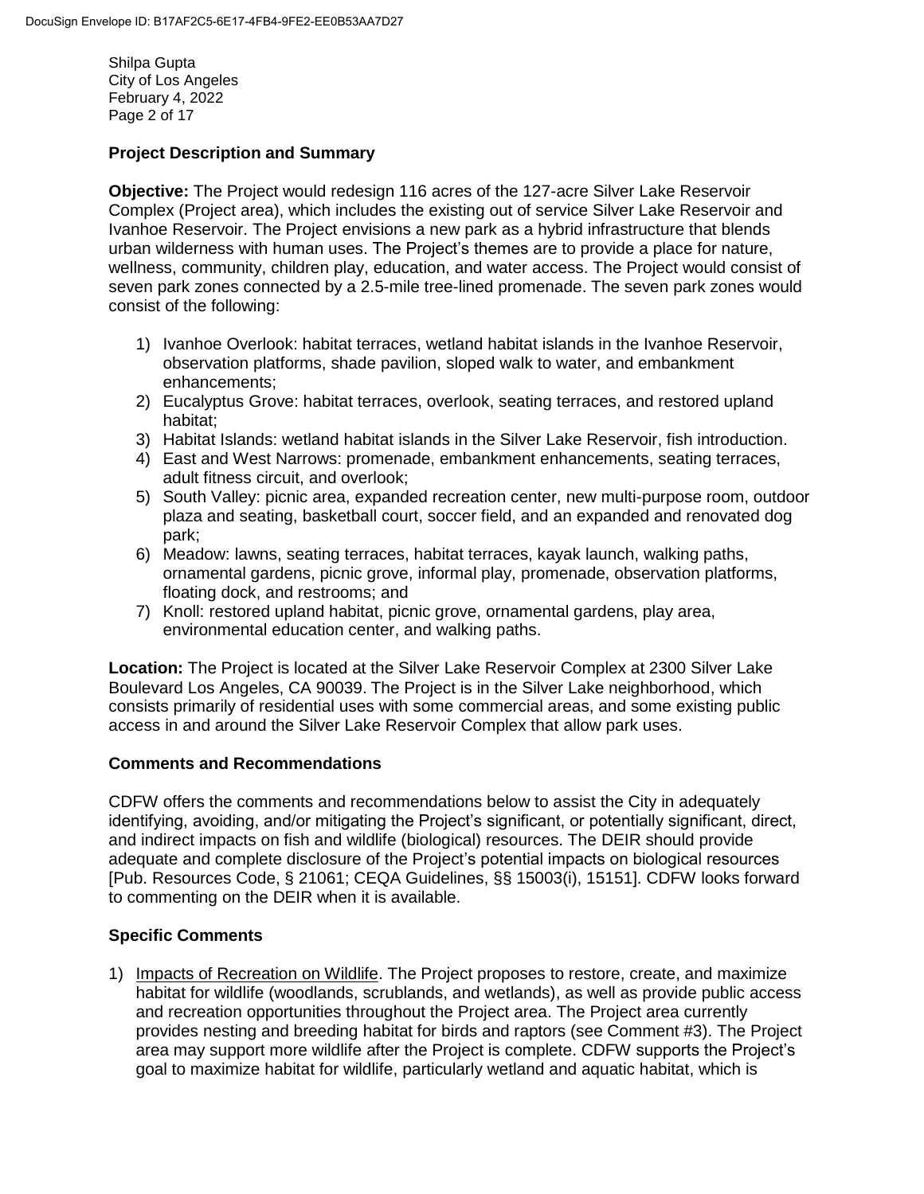## Project Description and Summary

**Objective:** The Project would redesign 116 acres of the 127-acre Silver Lake Reservoir Complex (Project area), which includes the existing out of service Silver Lake Reservoir and Ivanhoe Reservoir. The Project envisions a new park as a hybrid infrastructure that blends urban wilderness with human uses. The Project's themes are to provide a place for nature, wellness, community, children play, education, and water access. The Project would consist of seven park zones connected by a 2.5-mile tree-lined promenade. The seven park zones would consist of the following:

1) Ivanhoe Overlook: habitat terraces, wetland habitat islands in the Ivanhoe Reservoir, observation platforms, shade pavilion, sloped walk to water, and embankment enhancements;
2) Eucalyptus Grove: habitat terraces, overlook, seating terraces, and restored upland habitat;
3) Habitat Islands: wetland habitat islands in the Silver Lake Reservoir, fish introduction.
4) East and West Narrows: promenade, embankment enhancements, seating terraces, adult fitness circuit, and overlook;
5) South Valley: picnic area, expanded recreation center, new multi-purpose room, outdoor plaza and seating, basketball court, soccer field, and an expanded and renovated dog park;
6) Meadow: lawns, seating terraces, habitat terraces, kayak launch, walking paths, ornamental gardens, picnic grove, informal play, promenade, observation platforms, floating dock, and restrooms; and
7) Knoll: restored upland habitat, picnic grove, ornamental gardens, play area, environmental education center, and walking paths.

**Location:** The Project is located at the Silver Lake Reservoir Complex at 2300 Silver Lake Boulevard Los Angeles, CA 90039. The Project is in the Silver Lake neighborhood, which consists primarily of residential uses with some commercial areas, and some existing public access in and around the Silver Lake Reservoir Complex that allow park uses.

## Comments and Recommendations

CDFW offers the comments and recommendations below to assist the City in adequately identifying, avoiding, and/or mitigating the Project's significant, or potentially significant, direct, and indirect impacts on fish and wildlife (biological) resources. The DEIR should provide adequate and complete disclosure of the Project's potential impacts on biological resources [Pub. Resources Code, § 21061; CEQA Guidelines, §§ 15003(i), 15151]. CDFW looks forward to commenting on the DEIR when it is available.

## Specific Comments

1) Impacts of Recreation on Wildlife. The Project proposes to restore, create, and maximize habitat for wildlife (woodlands, scrublands, and wetlands), as well as provide public access and recreation opportunities throughout the Project area. The Project area currently provides nesting and breeding habitat for birds and raptors (see Comment #3). The Project area may support more wildlife after the Project is complete. CDFW supports the Project's goal to maximize habitat for wildlife, particularly wetland and aquatic habitat, which is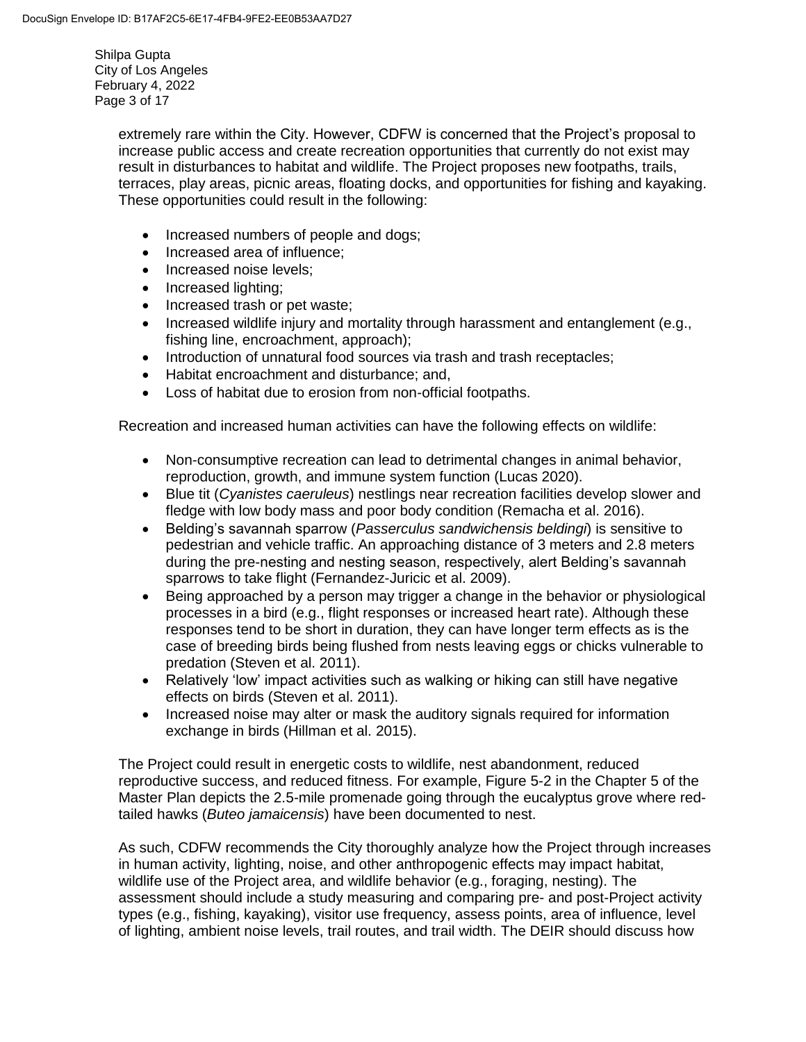extremely rare within the City. However, CDFW is concerned that the Project's proposal to increase public access and create recreation opportunities that currently do not exist may result in disturbances to habitat and wildlife. The Project proposes new footpaths, trails, terraces, play areas, picnic areas, floating docks, and opportunities for fishing and kayaking. These opportunities could result in the following:

- Increased numbers of people and dogs;
- Increased area of influence;
- Increased noise levels;
- Increased lighting;
- Increased trash or pet waste;
- Increased wildlife injury and mortality through harassment and entanglement (e.g., fishing line, encroachment, approach);
- Introduction of unnatural food sources via trash and trash receptacles;
- Habitat encroachment and disturbance; and,
- Loss of habitat due to erosion from non-official footpaths.

Recreation and increased human activities can have the following effects on wildlife:

- Non-consumptive recreation can lead to detrimental changes in animal behavior, reproduction, growth, and immune system function (Lucas 2020).
- Blue tit (*Cyanistes caeruleus*) nestlings near recreation facilities develop slower and fledge with low body mass and poor body condition (Remacha et al. 2016).
- Belding's savannah sparrow (*Passerculus sandwichensis beldingi*) is sensitive to pedestrian and vehicle traffic. An approaching distance of 3 meters and 2.8 meters during the pre-nesting and nesting season, respectively, alert Belding's savannah sparrows to take flight (Fernandez-Juricic et al. 2009).
- Being approached by a person may trigger a change in the behavior or physiological processes in a bird (e.g., flight responses or increased heart rate). Although these responses tend to be short in duration, they can have longer term effects as is the case of breeding birds being flushed from nests leaving eggs or chicks vulnerable to predation (Steven et al. 2011).
- Relatively 'low' impact activities such as walking or hiking can still have negative effects on birds (Steven et al. 2011).
- Increased noise may alter or mask the auditory signals required for information exchange in birds (Hillman et al. 2015).

The Project could result in energetic costs to wildlife, nest abandonment, reduced reproductive success, and reduced fitness. For example, Figure 5-2 in the Chapter 5 of the Master Plan depicts the 2.5-mile promenade going through the eucalyptus grove where red-tailed hawks (*Buteo jamaicensis*) have been documented to nest.

As such, CDFW recommends the City thoroughly analyze how the Project through increases in human activity, lighting, noise, and other anthropogenic effects may impact habitat, wildlife use of the Project area, and wildlife behavior (e.g., foraging, nesting). The assessment should include a study measuring and comparing pre- and post-Project activity types (e.g., fishing, kayaking), visitor use frequency, assess points, area of influence, level of lighting, ambient noise levels, trail routes, and trail width. The DEIR should discuss how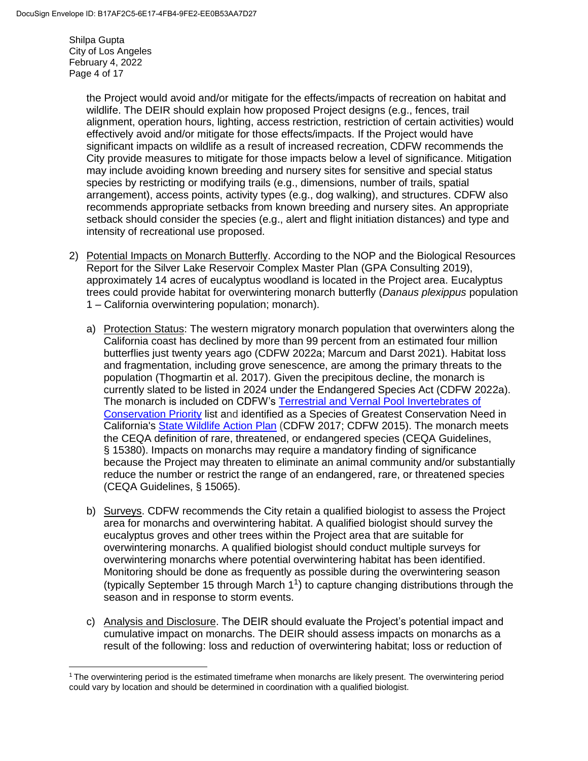the Project would avoid and/or mitigate for the effects/impacts of recreation on habitat and wildlife. The DEIR should explain how proposed Project designs (e.g., fences, trail alignment, operation hours, lighting, access restriction, restriction of certain activities) would effectively avoid and/or mitigate for those effects/impacts. If the Project would have significant impacts on wildlife as a result of increased recreation, CDFW recommends the City provide measures to mitigate for those impacts below a level of significance. Mitigation may include avoiding known breeding and nursery sites for sensitive and special status species by restricting or modifying trails (e.g., dimensions, number of trails, spatial arrangement), access points, activity types (e.g., dog walking), and structures. CDFW also recommends appropriate setbacks from known breeding and nursery sites. An appropriate setback should consider the species (e.g., alert and flight initiation distances) and type and intensity of recreational use proposed.

2) Potential Impacts on Monarch Butterfly. According to the NOP and the Biological Resources Report for the Silver Lake Reservoir Complex Master Plan (GPA Consulting 2019), approximately 14 acres of eucalyptus woodland is located in the Project area. Eucalyptus trees could provide habitat for overwintering monarch butterfly (*Danaus plexippus* population 1 – California overwintering population; monarch).

   a) Protection Status: The western migratory monarch population that overwinters along the California coast has declined by more than 99 percent from an estimated four million butterflies just twenty years ago (CDFW 2022a; Marcum and Darst 2021). Habitat loss and fragmentation, including grove senescence, are among the primary threats to the population (Thogmartin et al. 2017). Given the precipitous decline, the monarch is currently slated to be listed in 2024 under the Endangered Species Act (CDFW 2022a). The monarch is included on CDFW's Terrestrial and Vernal Pool Invertebrates of Conservation Priority list and identified as a Species of Greatest Conservation Need in California's State Wildlife Action Plan (CDFW 2017; CDFW 2015). The monarch meets the CEQA definition of rare, threatened, or endangered species (CEQA Guidelines, § 15380). Impacts on monarchs may require a mandatory finding of significance because the Project may threaten to eliminate an animal community and/or substantially reduce the number or restrict the range of an endangered, rare, or threatened species (CEQA Guidelines, § 15065).

   b) Surveys. CDFW recommends the City retain a qualified biologist to assess the Project area for monarchs and overwintering habitat. A qualified biologist should survey the eucalyptus groves and other trees within the Project area that are suitable for overwintering monarchs. A qualified biologist should conduct multiple surveys for overwintering monarchs where potential overwintering habitat has been identified. Monitoring should be done as frequently as possible during the overwintering season (typically September 15 through March 1[1]) to capture changing distributions through the season and in response to storm events.

   c) Analysis and Disclosure. The DEIR should evaluate the Project's potential impact and cumulative impact on monarchs. The DEIR should assess impacts on monarchs as a result of the following: loss and reduction of overwintering habitat; loss or reduction of

[1] The overwintering period is the estimated timeframe when monarchs are likely present. The overwintering period could vary by location and should be determined in coordination with a qualified biologist.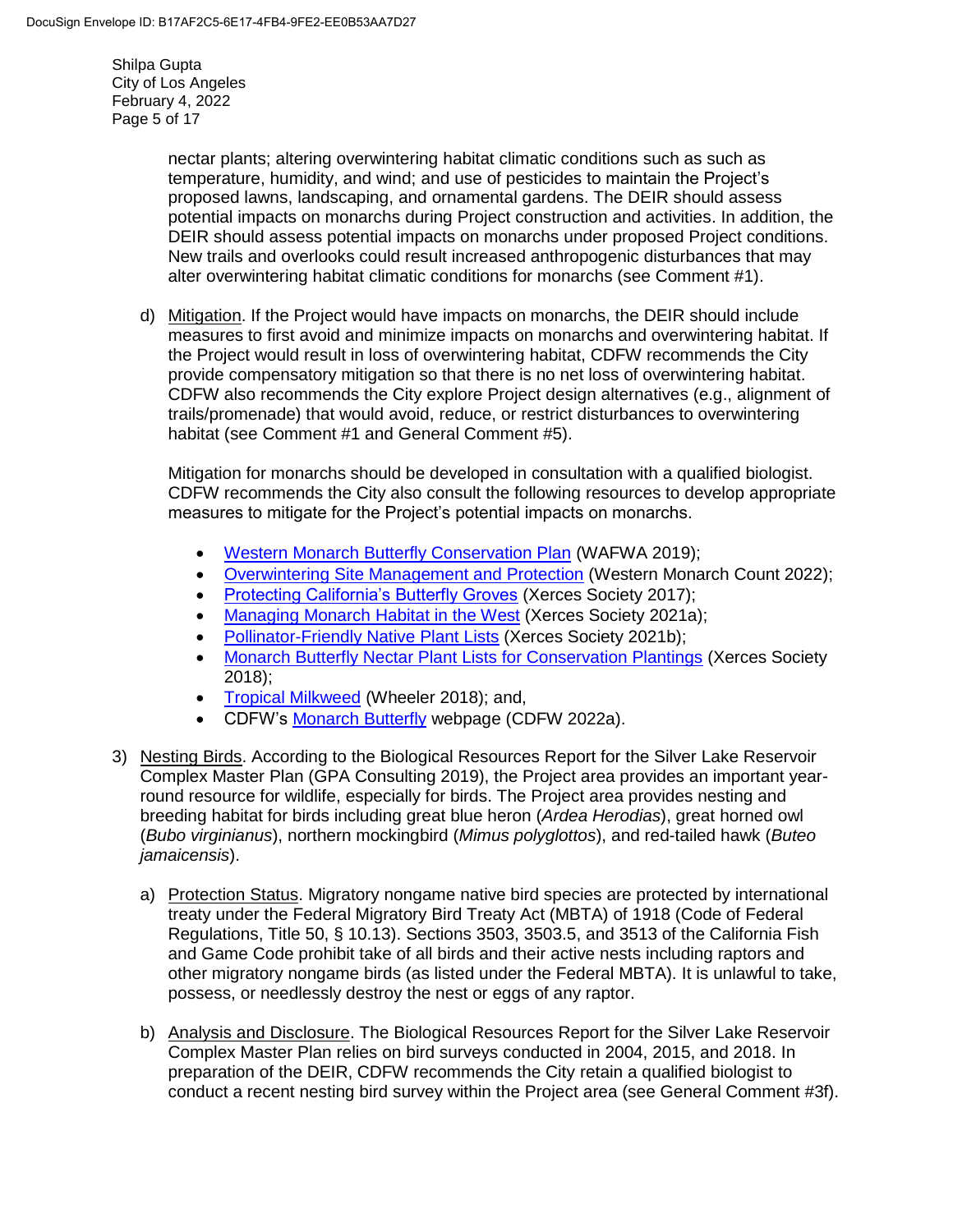nectar plants; altering overwintering habitat climatic conditions such as such as temperature, humidity, and wind; and use of pesticides to maintain the Project's proposed lawns, landscaping, and ornamental gardens. The DEIR should assess potential impacts on monarchs during Project construction and activities. In addition, the DEIR should assess potential impacts on monarchs under proposed Project conditions. New trails and overlooks could result increased anthropogenic disturbances that may alter overwintering habitat climatic conditions for monarchs (see Comment #1).

d) Mitigation. If the Project would have impacts on monarchs, the DEIR should include measures to first avoid and minimize impacts on monarchs and overwintering habitat. If the Project would result in loss of overwintering habitat, CDFW recommends the City provide compensatory mitigation so that there is no net loss of overwintering habitat. CDFW also recommends the City explore Project design alternatives (e.g., alignment of trails/promenade) that would avoid, reduce, or restrict disturbances to overwintering habitat (see Comment #1 and General Comment #5).

Mitigation for monarchs should be developed in consultation with a qualified biologist. CDFW recommends the City also consult the following resources to develop appropriate measures to mitigate for the Project's potential impacts on monarchs.

- Western Monarch Butterfly Conservation Plan (WAFWA 2019);
- Overwintering Site Management and Protection (Western Monarch Count 2022);
- Protecting California's Butterfly Groves (Xerces Society 2017);
- Managing Monarch Habitat in the West (Xerces Society 2021a);
- Pollinator-Friendly Native Plant Lists (Xerces Society 2021b);
- Monarch Butterfly Nectar Plant Lists for Conservation Plantings (Xerces Society 2018);
- Tropical Milkweed (Wheeler 2018); and,
- CDFW's Monarch Butterfly webpage (CDFW 2022a).

3) Nesting Birds. According to the Biological Resources Report for the Silver Lake Reservoir Complex Master Plan (GPA Consulting 2019), the Project area provides an important year-round resource for wildlife, especially for birds. The Project area provides nesting and breeding habitat for birds including great blue heron (*Ardea Herodias*), great horned owl (*Bubo virginianus*), northern mockingbird (*Mimus polyglottos*), and red-tailed hawk (*Buteo jamaicensis*).

a) Protection Status. Migratory nongame native bird species are protected by international treaty under the Federal Migratory Bird Treaty Act (MBTA) of 1918 (Code of Federal Regulations, Title 50, § 10.13). Sections 3503, 3503.5, and 3513 of the California Fish and Game Code prohibit take of all birds and their active nests including raptors and other migratory nongame birds (as listed under the Federal MBTA). It is unlawful to take, possess, or needlessly destroy the nest or eggs of any raptor.

b) Analysis and Disclosure. The Biological Resources Report for the Silver Lake Reservoir Complex Master Plan relies on bird surveys conducted in 2004, 2015, and 2018. In preparation of the DEIR, CDFW recommends the City retain a qualified biologist to conduct a recent nesting bird survey within the Project area (see General Comment #3f).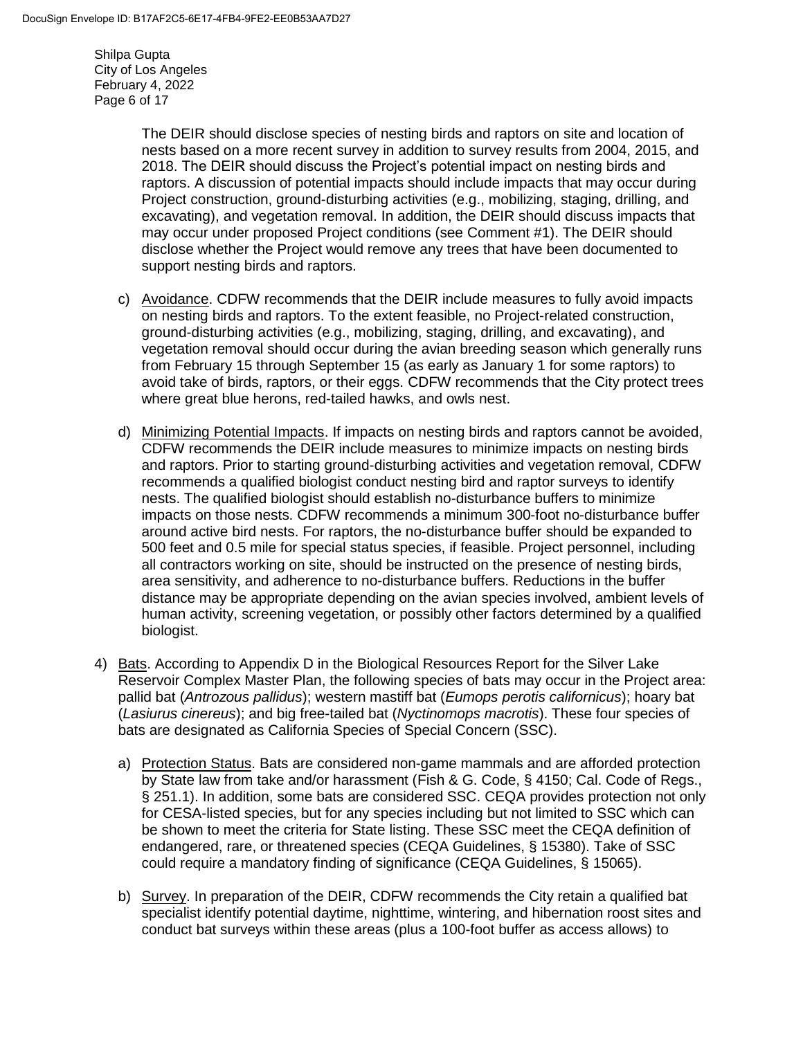The DEIR should disclose species of nesting birds and raptors on site and location of nests based on a more recent survey in addition to survey results from 2004, 2015, and 2018. The DEIR should discuss the Project's potential impact on nesting birds and raptors. A discussion of potential impacts should include impacts that may occur during Project construction, ground-disturbing activities (e.g., mobilizing, staging, drilling, and excavating), and vegetation removal. In addition, the DEIR should discuss impacts that may occur under proposed Project conditions (see Comment #1). The DEIR should disclose whether the Project would remove any trees that have been documented to support nesting birds and raptors.

c) <u>Avoidance</u>. CDFW recommends that the DEIR include measures to fully avoid impacts on nesting birds and raptors. To the extent feasible, no Project-related construction, ground-disturbing activities (e.g., mobilizing, staging, drilling, and excavating), and vegetation removal should occur during the avian breeding season which generally runs from February 15 through September 15 (as early as January 1 for some raptors) to avoid take of birds, raptors, or their eggs. CDFW recommends that the City protect trees where great blue herons, red-tailed hawks, and owls nest.

d) <u>Minimizing Potential Impacts</u>. If impacts on nesting birds and raptors cannot be avoided, CDFW recommends the DEIR include measures to minimize impacts on nesting birds and raptors. Prior to starting ground-disturbing activities and vegetation removal, CDFW recommends a qualified biologist conduct nesting bird and raptor surveys to identify nests. The qualified biologist should establish no-disturbance buffers to minimize impacts on those nests. CDFW recommends a minimum 300-foot no-disturbance buffer around active bird nests. For raptors, the no-disturbance buffer should be expanded to 500 feet and 0.5 mile for special status species, if feasible. Project personnel, including all contractors working on site, should be instructed on the presence of nesting birds, area sensitivity, and adherence to no-disturbance buffers. Reductions in the buffer distance may be appropriate depending on the avian species involved, ambient levels of human activity, screening vegetation, or possibly other factors determined by a qualified biologist.

4) <u>Bats</u>. According to Appendix D in the Biological Resources Report for the Silver Lake Reservoir Complex Master Plan, the following species of bats may occur in the Project area: pallid bat (*Antrozous pallidus*); western mastiff bat (*Eumops perotis californicus*); hoary bat (*Lasiurus cinereus*); and big free-tailed bat (*Nyctinomops macrotis*). These four species of bats are designated as California Species of Special Concern (SSC).

   a) <u>Protection Status</u>. Bats are considered non-game mammals and are afforded protection by State law from take and/or harassment (Fish & G. Code, § 4150; Cal. Code of Regs., § 251.1). In addition, some bats are considered SSC. CEQA provides protection not only for CESA-listed species, but for any species including but not limited to SSC which can be shown to meet the criteria for State listing. These SSC meet the CEQA definition of endangered, rare, or threatened species (CEQA Guidelines, § 15380). Take of SSC could require a mandatory finding of significance (CEQA Guidelines, § 15065).

   b) <u>Survey</u>. In preparation of the DEIR, CDFW recommends the City retain a qualified bat specialist identify potential daytime, nighttime, wintering, and hibernation roost sites and conduct bat surveys within these areas (plus a 100-foot buffer as access allows) to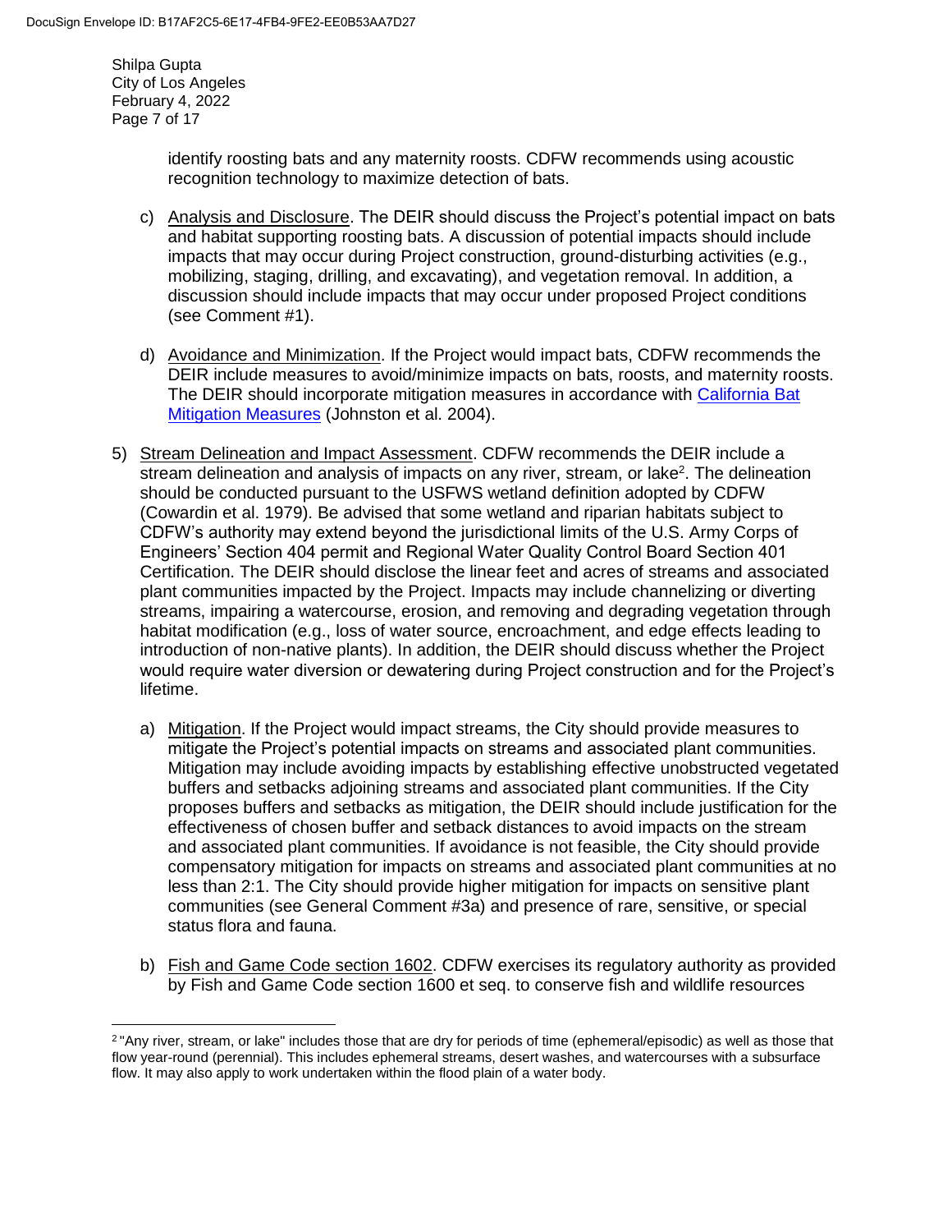identify roosting bats and any maternity roosts. CDFW recommends using acoustic recognition technology to maximize detection of bats.

c) Analysis and Disclosure. The DEIR should discuss the Project's potential impact on bats and habitat supporting roosting bats. A discussion of potential impacts should include impacts that may occur during Project construction, ground-disturbing activities (e.g., mobilizing, staging, drilling, and excavating), and vegetation removal. In addition, a discussion should include impacts that may occur under proposed Project conditions (see Comment #1).

d) Avoidance and Minimization. If the Project would impact bats, CDFW recommends the DEIR include measures to avoid/minimize impacts on bats, roosts, and maternity roosts. The DEIR should incorporate mitigation measures in accordance with California Bat Mitigation Measures (Johnston et al. 2004).

5) Stream Delineation and Impact Assessment. CDFW recommends the DEIR include a stream delineation and analysis of impacts on any river, stream, or lake[2]. The delineation should be conducted pursuant to the USFWS wetland definition adopted by CDFW (Cowardin et al. 1979). Be advised that some wetland and riparian habitats subject to CDFW's authority may extend beyond the jurisdictional limits of the U.S. Army Corps of Engineers' Section 404 permit and Regional Water Quality Control Board Section 401 Certification. The DEIR should disclose the linear feet and acres of streams and associated plant communities impacted by the Project. Impacts may include channelizing or diverting streams, impairing a watercourse, erosion, and removing and degrading vegetation through habitat modification (e.g., loss of water source, encroachment, and edge effects leading to introduction of non-native plants). In addition, the DEIR should discuss whether the Project would require water diversion or dewatering during Project construction and for the Project's lifetime.

a) Mitigation. If the Project would impact streams, the City should provide measures to mitigate the Project's potential impacts on streams and associated plant communities. Mitigation may include avoiding impacts by establishing effective unobstructed vegetated buffers and setbacks adjoining streams and associated plant communities. If the City proposes buffers and setbacks as mitigation, the DEIR should include justification for the effectiveness of chosen buffer and setback distances to avoid impacts on the stream and associated plant communities. If avoidance is not feasible, the City should provide compensatory mitigation for impacts on streams and associated plant communities at no less than 2:1. The City should provide higher mitigation for impacts on sensitive plant communities (see General Comment #3a) and presence of rare, sensitive, or special status flora and fauna.

b) Fish and Game Code section 1602. CDFW exercises its regulatory authority as provided by Fish and Game Code section 1600 et seq. to conserve fish and wildlife resources

---

[2] "Any river, stream, or lake" includes those that are dry for periods of time (ephemeral/episodic) as well as those that flow year-round (perennial). This includes ephemeral streams, desert washes, and watercourses with a subsurface flow. It may also apply to work undertaken within the flood plain of a water body.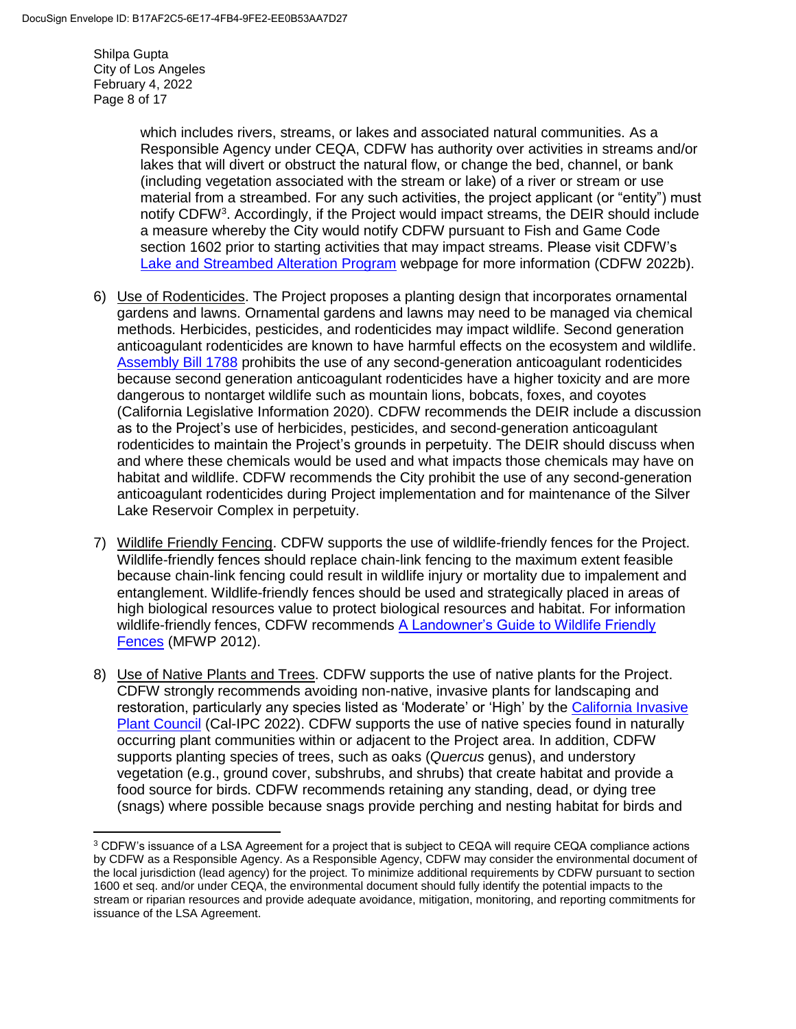which includes rivers, streams, or lakes and associated natural communities. As a Responsible Agency under CEQA, CDFW has authority over activities in streams and/or lakes that will divert or obstruct the natural flow, or change the bed, channel, or bank (including vegetation associated with the stream or lake) of a river or stream or use material from a streambed. For any such activities, the project applicant (or "entity") must notify CDFW[3]. Accordingly, if the Project would impact streams, the DEIR should include a measure whereby the City would notify CDFW pursuant to Fish and Game Code section 1602 prior to starting activities that may impact streams. Please visit CDFW's Lake and Streambed Alteration Program webpage for more information (CDFW 2022b).

6) Use of Rodenticides. The Project proposes a planting design that incorporates ornamental gardens and lawns. Ornamental gardens and lawns may need to be managed via chemical methods. Herbicides, pesticides, and rodenticides may impact wildlife. Second generation anticoagulant rodenticides are known to have harmful effects on the ecosystem and wildlife. Assembly Bill 1788 prohibits the use of any second-generation anticoagulant rodenticides because second generation anticoagulant rodenticides have a higher toxicity and are more dangerous to nontarget wildlife such as mountain lions, bobcats, foxes, and coyotes (California Legislative Information 2020). CDFW recommends the DEIR include a discussion as to the Project's use of herbicides, pesticides, and second-generation anticoagulant rodenticides to maintain the Project's grounds in perpetuity. The DEIR should discuss when and where these chemicals would be used and what impacts those chemicals may have on habitat and wildlife. CDFW recommends the City prohibit the use of any second-generation anticoagulant rodenticides during Project implementation and for maintenance of the Silver Lake Reservoir Complex in perpetuity.

7) Wildlife Friendly Fencing. CDFW supports the use of wildlife-friendly fences for the Project. Wildlife-friendly fences should replace chain-link fencing to the maximum extent feasible because chain-link fencing could result in wildlife injury or mortality due to impalement and entanglement. Wildlife-friendly fences should be used and strategically placed in areas of high biological resources value to protect biological resources and habitat. For information wildlife-friendly fences, CDFW recommends A Landowner's Guide to Wildlife Friendly Fences (MFWP 2012).

8) Use of Native Plants and Trees. CDFW supports the use of native plants for the Project. CDFW strongly recommends avoiding non-native, invasive plants for landscaping and restoration, particularly any species listed as 'Moderate' or 'High' by the California Invasive Plant Council (Cal-IPC 2022). CDFW supports the use of native species found in naturally occurring plant communities within or adjacent to the Project area. In addition, CDFW supports planting species of trees, such as oaks (*Quercus* genus), and understory vegetation (e.g., ground cover, subshrubs, and shrubs) that create habitat and provide a food source for birds. CDFW recommends retaining any standing, dead, or dying tree (snags) where possible because snags provide perching and nesting habitat for birds and

---

[3] CDFW's issuance of a LSA Agreement for a project that is subject to CEQA will require CEQA compliance actions by CDFW as a Responsible Agency. As a Responsible Agency, CDFW may consider the environmental document of the local jurisdiction (lead agency) for the project. To minimize additional requirements by CDFW pursuant to section 1600 et seq. and/or under CEQA, the environmental document should fully identify the potential impacts to the stream or riparian resources and provide adequate avoidance, mitigation, monitoring, and reporting commitments for issuance of the LSA Agreement.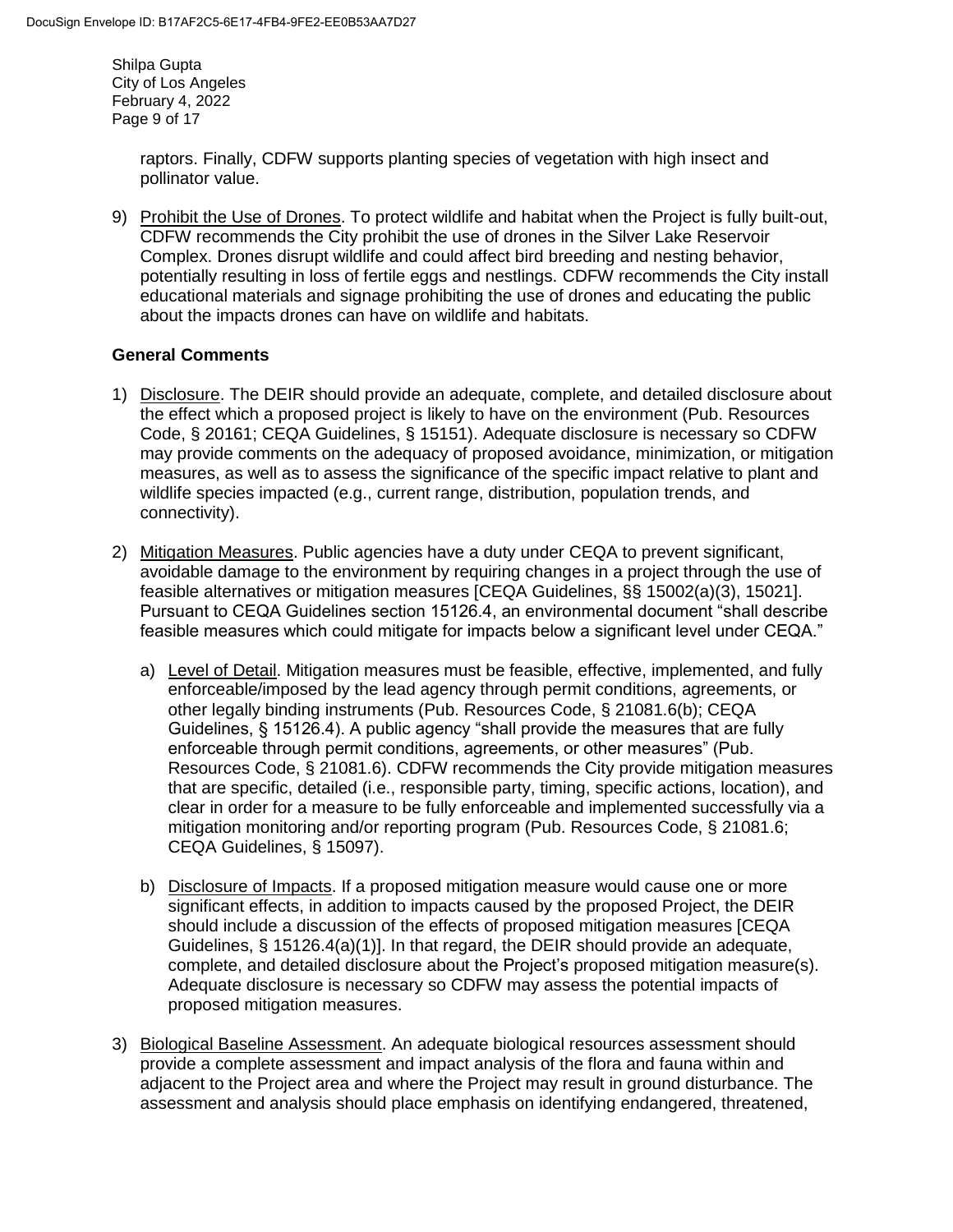raptors. Finally, CDFW supports planting species of vegetation with high insect and pollinator value.

9) Prohibit the Use of Drones. To protect wildlife and habitat when the Project is fully built-out, CDFW recommends the City prohibit the use of drones in the Silver Lake Reservoir Complex. Drones disrupt wildlife and could affect bird breeding and nesting behavior, potentially resulting in loss of fertile eggs and nestlings. CDFW recommends the City install educational materials and signage prohibiting the use of drones and educating the public about the impacts drones can have on wildlife and habitats.

## General Comments

1) Disclosure. The DEIR should provide an adequate, complete, and detailed disclosure about the effect which a proposed project is likely to have on the environment (Pub. Resources Code, § 20161; CEQA Guidelines, § 15151). Adequate disclosure is necessary so CDFW may provide comments on the adequacy of proposed avoidance, minimization, or mitigation measures, as well as to assess the significance of the specific impact relative to plant and wildlife species impacted (e.g., current range, distribution, population trends, and connectivity).

2) Mitigation Measures. Public agencies have a duty under CEQA to prevent significant, avoidable damage to the environment by requiring changes in a project through the use of feasible alternatives or mitigation measures [CEQA Guidelines, §§ 15002(a)(3), 15021]. Pursuant to CEQA Guidelines section 15126.4, an environmental document "shall describe feasible measures which could mitigate for impacts below a significant level under CEQA."

   a) Level of Detail. Mitigation measures must be feasible, effective, implemented, and fully enforceable/imposed by the lead agency through permit conditions, agreements, or other legally binding instruments (Pub. Resources Code, § 21081.6(b); CEQA Guidelines, § 15126.4). A public agency "shall provide the measures that are fully enforceable through permit conditions, agreements, or other measures" (Pub. Resources Code, § 21081.6). CDFW recommends the City provide mitigation measures that are specific, detailed (i.e., responsible party, timing, specific actions, location), and clear in order for a measure to be fully enforceable and implemented successfully via a mitigation monitoring and/or reporting program (Pub. Resources Code, § 21081.6; CEQA Guidelines, § 15097).

   b) Disclosure of Impacts. If a proposed mitigation measure would cause one or more significant effects, in addition to impacts caused by the proposed Project, the DEIR should include a discussion of the effects of proposed mitigation measures [CEQA Guidelines, § 15126.4(a)(1)]. In that regard, the DEIR should provide an adequate, complete, and detailed disclosure about the Project's proposed mitigation measure(s). Adequate disclosure is necessary so CDFW may assess the potential impacts of proposed mitigation measures.

3) Biological Baseline Assessment. An adequate biological resources assessment should provide a complete assessment and impact analysis of the flora and fauna within and adjacent to the Project area and where the Project may result in ground disturbance. The assessment and analysis should place emphasis on identifying endangered, threatened,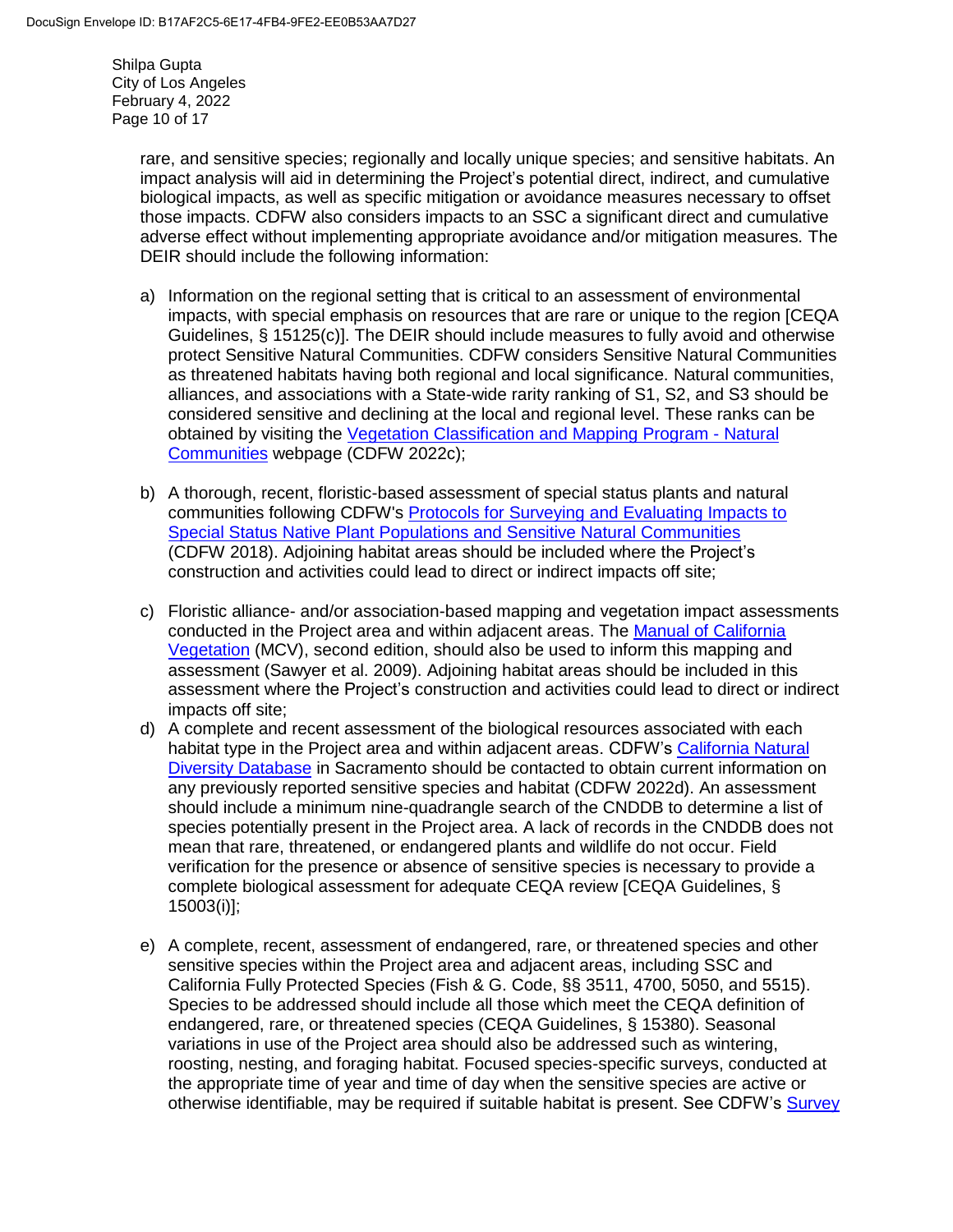rare, and sensitive species; regionally and locally unique species; and sensitive habitats. An impact analysis will aid in determining the Project's potential direct, indirect, and cumulative biological impacts, as well as specific mitigation or avoidance measures necessary to offset those impacts. CDFW also considers impacts to an SSC a significant direct and cumulative adverse effect without implementing appropriate avoidance and/or mitigation measures. The DEIR should include the following information:

a) Information on the regional setting that is critical to an assessment of environmental impacts, with special emphasis on resources that are rare or unique to the region [CEQA Guidelines, § 15125(c)]. The DEIR should include measures to fully avoid and otherwise protect Sensitive Natural Communities. CDFW considers Sensitive Natural Communities as threatened habitats having both regional and local significance. Natural communities, alliances, and associations with a State-wide rarity ranking of S1, S2, and S3 should be considered sensitive and declining at the local and regional level. These ranks can be obtained by visiting the Vegetation Classification and Mapping Program - Natural Communities webpage (CDFW 2022c);

b) A thorough, recent, floristic-based assessment of special status plants and natural communities following CDFW's Protocols for Surveying and Evaluating Impacts to Special Status Native Plant Populations and Sensitive Natural Communities (CDFW 2018). Adjoining habitat areas should be included where the Project's construction and activities could lead to direct or indirect impacts off site;

c) Floristic alliance- and/or association-based mapping and vegetation impact assessments conducted in the Project area and within adjacent areas. The Manual of California Vegetation (MCV), second edition, should also be used to inform this mapping and assessment (Sawyer et al. 2009). Adjoining habitat areas should be included in this assessment where the Project's construction and activities could lead to direct or indirect impacts off site;

d) A complete and recent assessment of the biological resources associated with each habitat type in the Project area and within adjacent areas. CDFW's California Natural Diversity Database in Sacramento should be contacted to obtain current information on any previously reported sensitive species and habitat (CDFW 2022d). An assessment should include a minimum nine-quadrangle search of the CNDDB to determine a list of species potentially present in the Project area. A lack of records in the CNDDB does not mean that rare, threatened, or endangered plants and wildlife do not occur. Field verification for the presence or absence of sensitive species is necessary to provide a complete biological assessment for adequate CEQA review [CEQA Guidelines, § 15003(i)];

e) A complete, recent, assessment of endangered, rare, or threatened species and other sensitive species within the Project area and adjacent areas, including SSC and California Fully Protected Species (Fish & G. Code, §§ 3511, 4700, 5050, and 5515). Species to be addressed should include all those which meet the CEQA definition of endangered, rare, or threatened species (CEQA Guidelines, § 15380). Seasonal variations in use of the Project area should also be addressed such as wintering, roosting, nesting, and foraging habitat. Focused species-specific surveys, conducted at the appropriate time of year and time of day when the sensitive species are active or otherwise identifiable, may be required if suitable habitat is present. See CDFW's Survey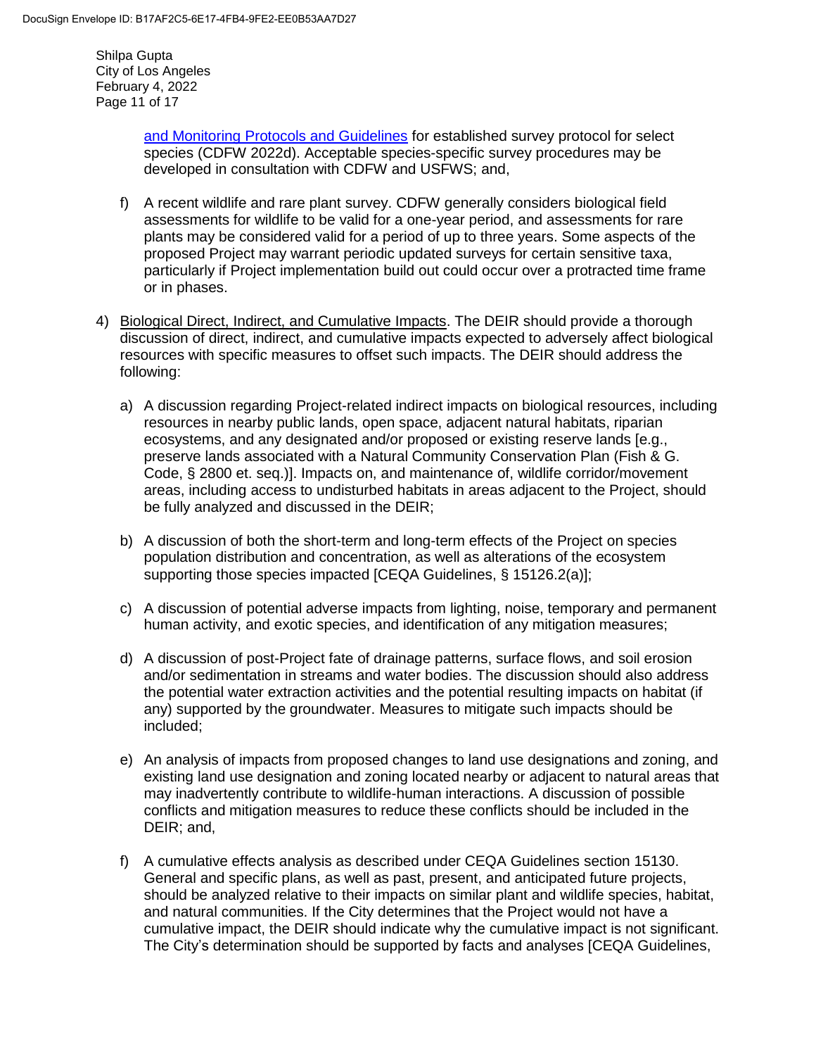and Monitoring Protocols and Guidelines for established survey protocol for select species (CDFW 2022d). Acceptable species-specific survey procedures may be developed in consultation with CDFW and USFWS; and,

f) A recent wildlife and rare plant survey. CDFW generally considers biological field assessments for wildlife to be valid for a one-year period, and assessments for rare plants may be considered valid for a period of up to three years. Some aspects of the proposed Project may warrant periodic updated surveys for certain sensitive taxa, particularly if Project implementation build out could occur over a protracted time frame or in phases.

4) Biological Direct, Indirect, and Cumulative Impacts. The DEIR should provide a thorough discussion of direct, indirect, and cumulative impacts expected to adversely affect biological resources with specific measures to offset such impacts. The DEIR should address the following:

   a) A discussion regarding Project-related indirect impacts on biological resources, including resources in nearby public lands, open space, adjacent natural habitats, riparian ecosystems, and any designated and/or proposed or existing reserve lands [e.g., preserve lands associated with a Natural Community Conservation Plan (Fish & G. Code, § 2800 et. seq.)]. Impacts on, and maintenance of, wildlife corridor/movement areas, including access to undisturbed habitats in areas adjacent to the Project, should be fully analyzed and discussed in the DEIR;

   b) A discussion of both the short-term and long-term effects of the Project on species population distribution and concentration, as well as alterations of the ecosystem supporting those species impacted [CEQA Guidelines, § 15126.2(a)];

   c) A discussion of potential adverse impacts from lighting, noise, temporary and permanent human activity, and exotic species, and identification of any mitigation measures;

   d) A discussion of post-Project fate of drainage patterns, surface flows, and soil erosion and/or sedimentation in streams and water bodies. The discussion should also address the potential water extraction activities and the potential resulting impacts on habitat (if any) supported by the groundwater. Measures to mitigate such impacts should be included;

   e) An analysis of impacts from proposed changes to land use designations and zoning, and existing land use designation and zoning located nearby or adjacent to natural areas that may inadvertently contribute to wildlife-human interactions. A discussion of possible conflicts and mitigation measures to reduce these conflicts should be included in the DEIR; and,

   f) A cumulative effects analysis as described under CEQA Guidelines section 15130. General and specific plans, as well as past, present, and anticipated future projects, should be analyzed relative to their impacts on similar plant and wildlife species, habitat, and natural communities. If the City determines that the Project would not have a cumulative impact, the DEIR should indicate why the cumulative impact is not significant. The City's determination should be supported by facts and analyses [CEQA Guidelines,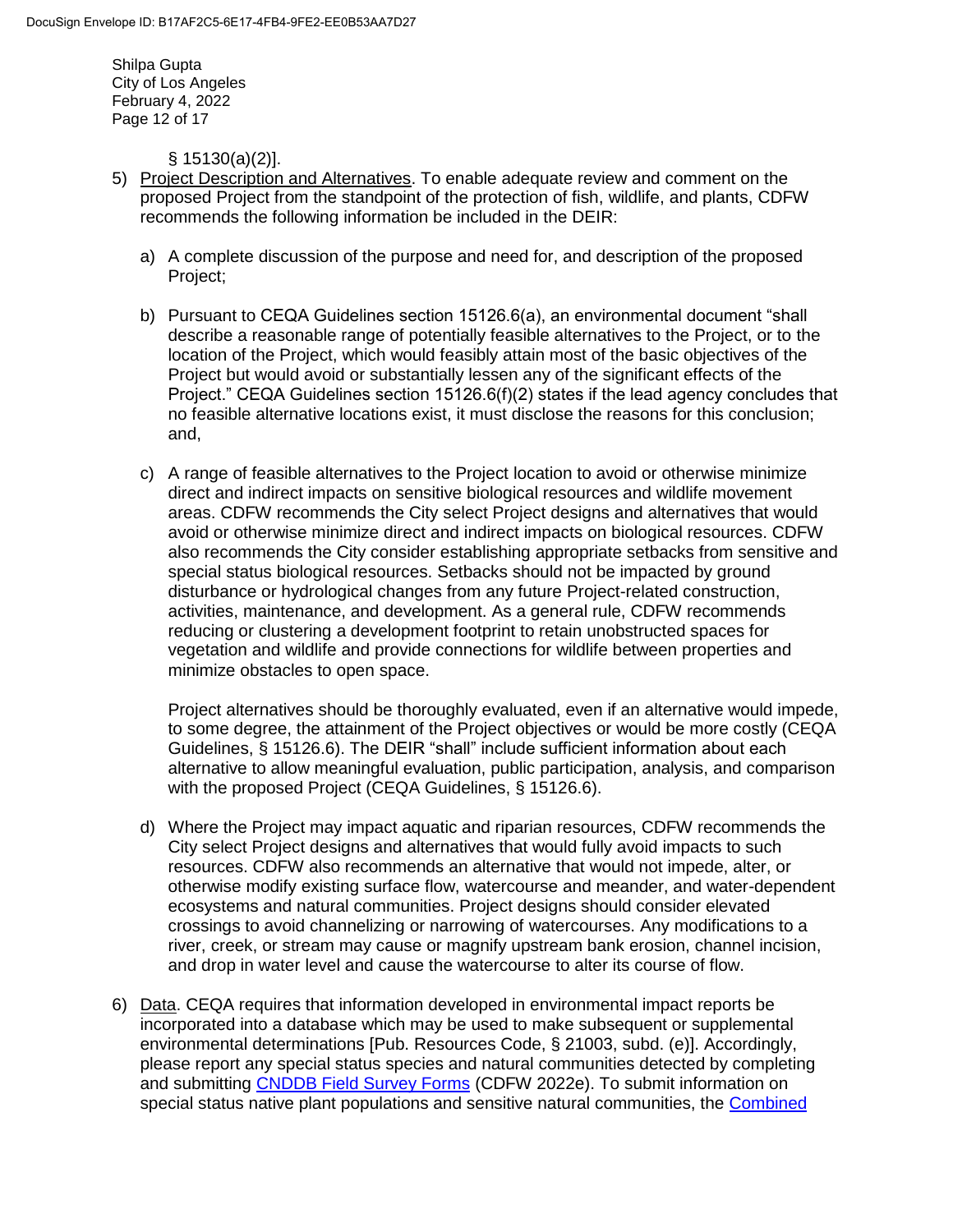§ 15130(a)(2)].

5) Project Description and Alternatives. To enable adequate review and comment on the proposed Project from the standpoint of the protection of fish, wildlife, and plants, CDFW recommends the following information be included in the DEIR:

   a) A complete discussion of the purpose and need for, and description of the proposed Project;

   b) Pursuant to CEQA Guidelines section 15126.6(a), an environmental document "shall describe a reasonable range of potentially feasible alternatives to the Project, or to the location of the Project, which would feasibly attain most of the basic objectives of the Project but would avoid or substantially lessen any of the significant effects of the Project." CEQA Guidelines section 15126.6(f)(2) states if the lead agency concludes that no feasible alternative locations exist, it must disclose the reasons for this conclusion; and,

   c) A range of feasible alternatives to the Project location to avoid or otherwise minimize direct and indirect impacts on sensitive biological resources and wildlife movement areas. CDFW recommends the City select Project designs and alternatives that would avoid or otherwise minimize direct and indirect impacts on biological resources. CDFW also recommends the City consider establishing appropriate setbacks from sensitive and special status biological resources. Setbacks should not be impacted by ground disturbance or hydrological changes from any future Project-related construction, activities, maintenance, and development. As a general rule, CDFW recommends reducing or clustering a development footprint to retain unobstructed spaces for vegetation and wildlife and provide connections for wildlife between properties and minimize obstacles to open space.

      Project alternatives should be thoroughly evaluated, even if an alternative would impede, to some degree, the attainment of the Project objectives or would be more costly (CEQA Guidelines, § 15126.6). The DEIR "shall" include sufficient information about each alternative to allow meaningful evaluation, public participation, analysis, and comparison with the proposed Project (CEQA Guidelines, § 15126.6).

   d) Where the Project may impact aquatic and riparian resources, CDFW recommends the City select Project designs and alternatives that would fully avoid impacts to such resources. CDFW also recommends an alternative that would not impede, alter, or otherwise modify existing surface flow, watercourse and meander, and water-dependent ecosystems and natural communities. Project designs should consider elevated crossings to avoid channelizing or narrowing of watercourses. Any modifications to a river, creek, or stream may cause or magnify upstream bank erosion, channel incision, and drop in water level and cause the watercourse to alter its course of flow.

6) Data. CEQA requires that information developed in environmental impact reports be incorporated into a database which may be used to make subsequent or supplemental environmental determinations [Pub. Resources Code, § 21003, subd. (e)]. Accordingly, please report any special status species and natural communities detected by completing and submitting CNDDB Field Survey Forms (CDFW 2022e). To submit information on special status native plant populations and sensitive natural communities, the Combined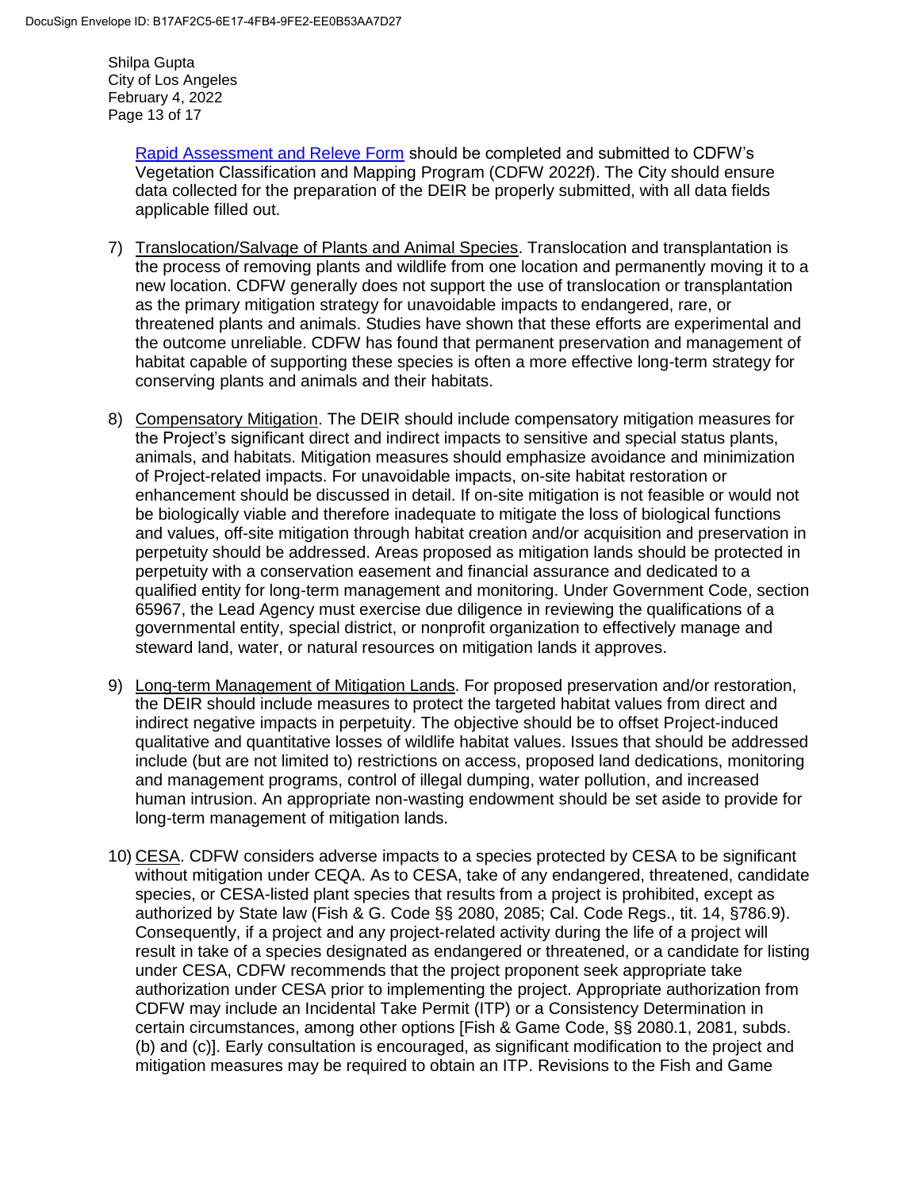[Rapid Assessment and Releve Form](#) should be completed and submitted to CDFW's Vegetation Classification and Mapping Program (CDFW 2022f). The City should ensure data collected for the preparation of the DEIR be properly submitted, with all data fields applicable filled out.

7) Translocation/Salvage of Plants and Animal Species. Translocation and transplantation is the process of removing plants and wildlife from one location and permanently moving it to a new location. CDFW generally does not support the use of translocation or transplantation as the primary mitigation strategy for unavoidable impacts to endangered, rare, or threatened plants and animals. Studies have shown that these efforts are experimental and the outcome unreliable. CDFW has found that permanent preservation and management of habitat capable of supporting these species is often a more effective long-term strategy for conserving plants and animals and their habitats.

8) Compensatory Mitigation. The DEIR should include compensatory mitigation measures for the Project's significant direct and indirect impacts to sensitive and special status plants, animals, and habitats. Mitigation measures should emphasize avoidance and minimization of Project-related impacts. For unavoidable impacts, on-site habitat restoration or enhancement should be discussed in detail. If on-site mitigation is not feasible or would not be biologically viable and therefore inadequate to mitigate the loss of biological functions and values, off-site mitigation through habitat creation and/or acquisition and preservation in perpetuity should be addressed. Areas proposed as mitigation lands should be protected in perpetuity with a conservation easement and financial assurance and dedicated to a qualified entity for long-term management and monitoring. Under Government Code, section 65967, the Lead Agency must exercise due diligence in reviewing the qualifications of a governmental entity, special district, or nonprofit organization to effectively manage and steward land, water, or natural resources on mitigation lands it approves.

9) Long-term Management of Mitigation Lands. For proposed preservation and/or restoration, the DEIR should include measures to protect the targeted habitat values from direct and indirect negative impacts in perpetuity. The objective should be to offset Project-induced qualitative and quantitative losses of wildlife habitat values. Issues that should be addressed include (but are not limited to) restrictions on access, proposed land dedications, monitoring and management programs, control of illegal dumping, water pollution, and increased human intrusion. An appropriate non-wasting endowment should be set aside to provide for long-term management of mitigation lands.

10) CESA. CDFW considers adverse impacts to a species protected by CESA to be significant without mitigation under CEQA. As to CESA, take of any endangered, threatened, candidate species, or CESA-listed plant species that results from a project is prohibited, except as authorized by State law (Fish & G. Code §§ 2080, 2085; Cal. Code Regs., tit. 14, §786.9). Consequently, if a project and any project-related activity during the life of a project will result in take of a species designated as endangered or threatened, or a candidate for listing under CESA, CDFW recommends that the project proponent seek appropriate take authorization under CESA prior to implementing the project. Appropriate authorization from CDFW may include an Incidental Take Permit (ITP) or a Consistency Determination in certain circumstances, among other options [Fish & Game Code, §§ 2080.1, 2081, subds. (b) and (c)]. Early consultation is encouraged, as significant modification to the project and mitigation measures may be required to obtain an ITP. Revisions to the Fish and Game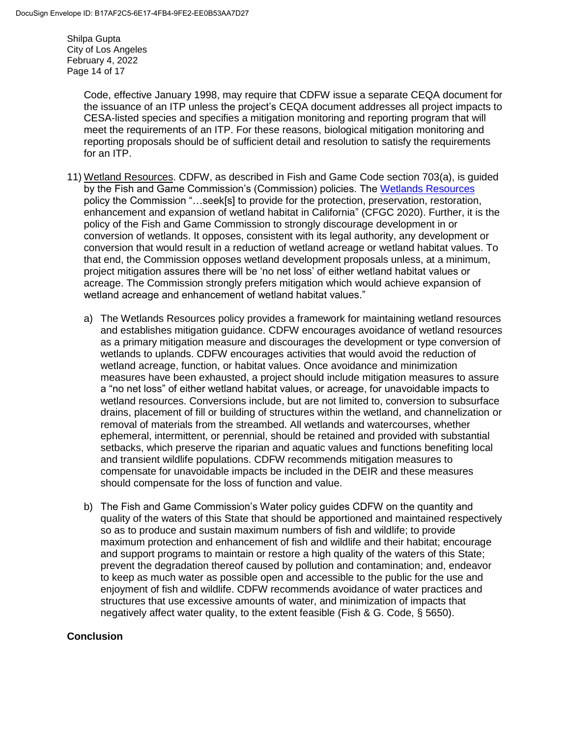Code, effective January 1998, may require that CDFW issue a separate CEQA document for the issuance of an ITP unless the project's CEQA document addresses all project impacts to CESA-listed species and specifies a mitigation monitoring and reporting program that will meet the requirements of an ITP. For these reasons, biological mitigation monitoring and reporting proposals should be of sufficient detail and resolution to satisfy the requirements for an ITP.

11) Wetland Resources. CDFW, as described in Fish and Game Code section 703(a), is guided by the Fish and Game Commission's (Commission) policies. The Wetlands Resources policy the Commission "…seek[s] to provide for the protection, preservation, restoration, enhancement and expansion of wetland habitat in California" (CFGC 2020). Further, it is the policy of the Fish and Game Commission to strongly discourage development in or conversion of wetlands. It opposes, consistent with its legal authority, any development or conversion that would result in a reduction of wetland acreage or wetland habitat values. To that end, the Commission opposes wetland development proposals unless, at a minimum, project mitigation assures there will be 'no net loss' of either wetland habitat values or acreage. The Commission strongly prefers mitigation which would achieve expansion of wetland acreage and enhancement of wetland habitat values."

   a) The Wetlands Resources policy provides a framework for maintaining wetland resources and establishes mitigation guidance. CDFW encourages avoidance of wetland resources as a primary mitigation measure and discourages the development or type conversion of wetlands to uplands. CDFW encourages activities that would avoid the reduction of wetland acreage, function, or habitat values. Once avoidance and minimization measures have been exhausted, a project should include mitigation measures to assure a "no net loss" of either wetland habitat values, or acreage, for unavoidable impacts to wetland resources. Conversions include, but are not limited to, conversion to subsurface drains, placement of fill or building of structures within the wetland, and channelization or removal of materials from the streambed. All wetlands and watercourses, whether ephemeral, intermittent, or perennial, should be retained and provided with substantial setbacks, which preserve the riparian and aquatic values and functions benefiting local and transient wildlife populations. CDFW recommends mitigation measures to compensate for unavoidable impacts be included in the DEIR and these measures should compensate for the loss of function and value.

   b) The Fish and Game Commission's Water policy guides CDFW on the quantity and quality of the waters of this State that should be apportioned and maintained respectively so as to produce and sustain maximum numbers of fish and wildlife; to provide maximum protection and enhancement of fish and wildlife and their habitat; encourage and support programs to maintain or restore a high quality of the waters of this State; prevent the degradation thereof caused by pollution and contamination; and, endeavor to keep as much water as possible open and accessible to the public for the use and enjoyment of fish and wildlife. CDFW recommends avoidance of water practices and structures that use excessive amounts of water, and minimization of impacts that negatively affect water quality, to the extent feasible (Fish & G. Code, § 5650).

**Conclusion**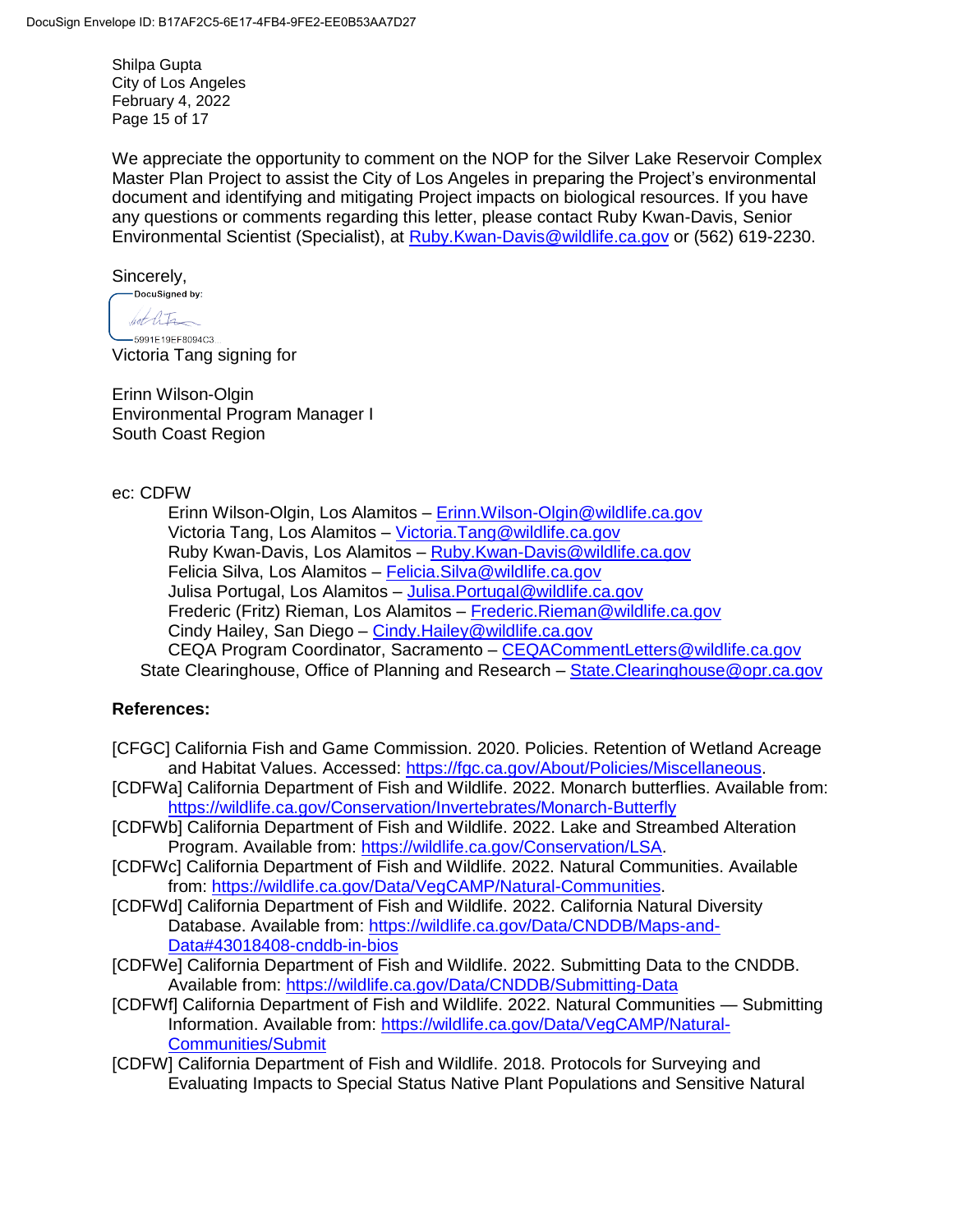Shilpa Gupta
City of Los Angeles
February 4, 2022
Page 15 of 17

We appreciate the opportunity to comment on the NOP for the Silver Lake Reservoir Complex Master Plan Project to assist the City of Los Angeles in preparing the Project's environmental document and identifying and mitigating Project impacts on biological resources. If you have any questions or comments regarding this letter, please contact Ruby Kwan-Davis, Senior Environmental Scientist (Specialist), at Ruby.Kwan-Davis@wildlife.ca.gov or (562) 619-2230.

Sincerely,

DocuSigned by:

5991E19EF8094C3...

Victoria Tang signing for

Erinn Wilson-Olgin
Environmental Program Manager I
South Coast Region

ec: CDFW

- Erinn Wilson-Olgin, Los Alamitos – Erinn.Wilson-Olgin@wildlife.ca.gov
- Victoria Tang, Los Alamitos – Victoria.Tang@wildlife.ca.gov
- Ruby Kwan-Davis, Los Alamitos – Ruby.Kwan-Davis@wildlife.ca.gov
- Felicia Silva, Los Alamitos – Felicia.Silva@wildlife.ca.gov
- Julisa Portugal, Los Alamitos – Julisa.Portugal@wildlife.ca.gov
- Frederic (Fritz) Rieman, Los Alamitos – Frederic.Rieman@wildlife.ca.gov
- Cindy Hailey, San Diego – Cindy.Hailey@wildlife.ca.gov
- CEQA Program Coordinator, Sacramento – CEQACommentLetters@wildlife.ca.gov

State Clearinghouse, Office of Planning and Research – State.Clearinghouse@opr.ca.gov

**References:**

[CFGC] California Fish and Game Commission. 2020. Policies. Retention of Wetland Acreage and Habitat Values. Accessed: https://fgc.ca.gov/About/Policies/Miscellaneous.

[CDFWa] California Department of Fish and Wildlife. 2022. Monarch butterflies. Available from: https://wildlife.ca.gov/Conservation/Invertebrates/Monarch-Butterfly

[CDFWb] California Department of Fish and Wildlife. 2022. Lake and Streambed Alteration Program. Available from: https://wildlife.ca.gov/Conservation/LSA.

[CDFWc] California Department of Fish and Wildlife. 2022. Natural Communities. Available from: https://wildlife.ca.gov/Data/VegCAMP/Natural-Communities.

[CDFWd] California Department of Fish and Wildlife. 2022. California Natural Diversity Database. Available from: https://wildlife.ca.gov/Data/CNDDB/Maps-and-Data#43018408-cnddb-in-bios

[CDFWe] California Department of Fish and Wildlife. 2022. Submitting Data to the CNDDB. Available from: https://wildlife.ca.gov/Data/CNDDB/Submitting-Data

[CDFWf] California Department of Fish and Wildlife. 2022. Natural Communities — Submitting Information. Available from: https://wildlife.ca.gov/Data/VegCAMP/Natural-Communities/Submit

[CDFW] California Department of Fish and Wildlife. 2018. Protocols for Surveying and Evaluating Impacts to Special Status Native Plant Populations and Sensitive Natural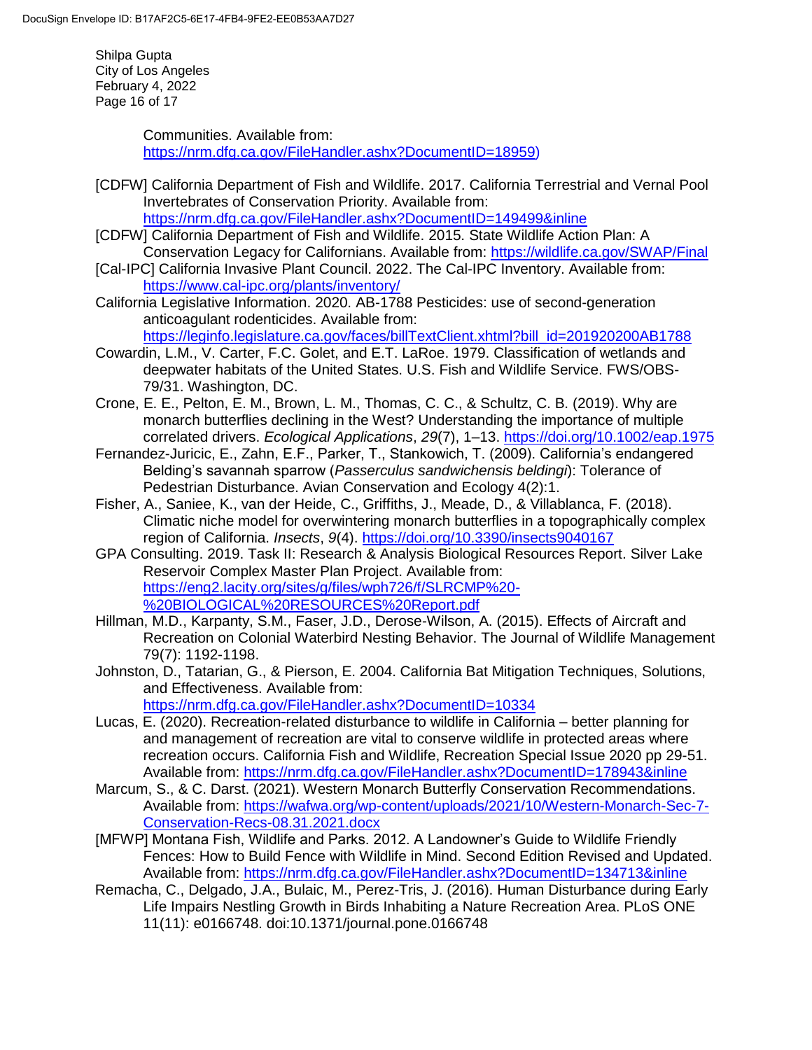Communities. Available from: https://nrm.dfg.ca.gov/FileHandler.ashx?DocumentID=18959)

[CDFW] California Department of Fish and Wildlife. 2017. California Terrestrial and Vernal Pool Invertebrates of Conservation Priority. Available from: https://nrm.dfg.ca.gov/FileHandler.ashx?DocumentID=149499&inline

[CDFW] California Department of Fish and Wildlife. 2015. State Wildlife Action Plan: A Conservation Legacy for Californians. Available from: https://wildlife.ca.gov/SWAP/Final

[Cal-IPC] California Invasive Plant Council. 2022. The Cal-IPC Inventory. Available from: https://www.cal-ipc.org/plants/inventory/

California Legislative Information. 2020. AB-1788 Pesticides: use of second-generation anticoagulant rodenticides. Available from: https://leginfo.legislature.ca.gov/faces/billTextClient.xhtml?bill_id=201920200AB1788

Cowardin, L.M., V. Carter, F.C. Golet, and E.T. LaRoe. 1979. Classification of wetlands and deepwater habitats of the United States. U.S. Fish and Wildlife Service. FWS/OBS-79/31. Washington, DC.

Crone, E. E., Pelton, E. M., Brown, L. M., Thomas, C. C., & Schultz, C. B. (2019). Why are monarch butterflies declining in the West? Understanding the importance of multiple correlated drivers. *Ecological Applications*, *29*(7), 1–13. https://doi.org/10.1002/eap.1975

Fernandez-Juricic, E., Zahn, E.F., Parker, T., Stankowich, T. (2009). California's endangered Belding's savannah sparrow (*Passerculus sandwichensis beldingi*): Tolerance of Pedestrian Disturbance. Avian Conservation and Ecology 4(2):1.

Fisher, A., Saniee, K., van der Heide, C., Griffiths, J., Meade, D., & Villablanca, F. (2018). Climatic niche model for overwintering monarch butterflies in a topographically complex region of California. *Insects*, *9*(4). https://doi.org/10.3390/insects9040167

GPA Consulting. 2019. Task II: Research & Analysis Biological Resources Report. Silver Lake Reservoir Complex Master Plan Project. Available from: https://eng2.lacity.org/sites/g/files/wph726/f/SLRCMP%20-%20BIOLOGICAL%20RESOURCES%20Report.pdf

Hillman, M.D., Karpanty, S.M., Faser, J.D., Derose-Wilson, A. (2015). Effects of Aircraft and Recreation on Colonial Waterbird Nesting Behavior. The Journal of Wildlife Management 79(7): 1192-1198.

Johnston, D., Tatarian, G., & Pierson, E. 2004. California Bat Mitigation Techniques, Solutions, and Effectiveness. Available from: https://nrm.dfg.ca.gov/FileHandler.ashx?DocumentID=10334

Lucas, E. (2020). Recreation-related disturbance to wildlife in California – better planning for and management of recreation are vital to conserve wildlife in protected areas where recreation occurs. California Fish and Wildlife, Recreation Special Issue 2020 pp 29-51. Available from: https://nrm.dfg.ca.gov/FileHandler.ashx?DocumentID=178943&inline

Marcum, S., & C. Darst. (2021). Western Monarch Butterfly Conservation Recommendations. Available from: https://wafwa.org/wp-content/uploads/2021/10/Western-Monarch-Sec-7-Conservation-Recs-08.31.2021.docx

[MFWP] Montana Fish, Wildlife and Parks. 2012. A Landowner's Guide to Wildlife Friendly Fences: How to Build Fence with Wildlife in Mind. Second Edition Revised and Updated. Available from: https://nrm.dfg.ca.gov/FileHandler.ashx?DocumentID=134713&inline

Remacha, C., Delgado, J.A., Bulaic, M., Perez-Tris, J. (2016). Human Disturbance during Early Life Impairs Nestling Growth in Birds Inhabiting a Nature Recreation Area. PLoS ONE 11(11): e0166748. doi:10.1371/journal.pone.0166748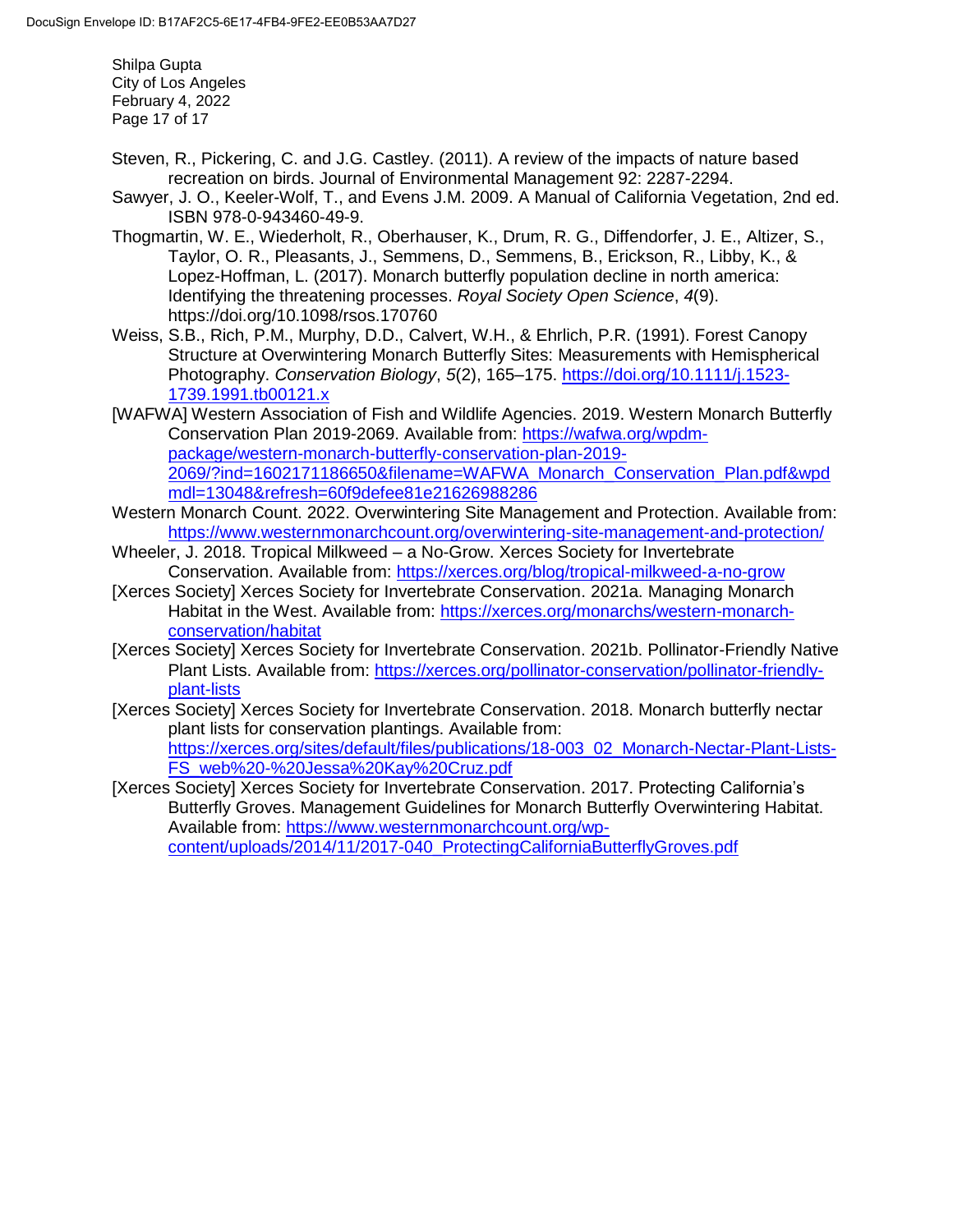Steven, R., Pickering, C. and J.G. Castley. (2011). A review of the impacts of nature based recreation on birds. Journal of Environmental Management 92: 2287-2294.

Sawyer, J. O., Keeler-Wolf, T., and Evens J.M. 2009. A Manual of California Vegetation, 2nd ed. ISBN 978-0-943460-49-9.

Thogmartin, W. E., Wiederholt, R., Oberhauser, K., Drum, R. G., Diffendorfer, J. E., Altizer, S., Taylor, O. R., Pleasants, J., Semmens, D., Semmens, B., Erickson, R., Libby, K., & Lopez-Hoffman, L. (2017). Monarch butterfly population decline in north america: Identifying the threatening processes. *Royal Society Open Science*, *4*(9). https://doi.org/10.1098/rsos.170760

Weiss, S.B., Rich, P.M., Murphy, D.D., Calvert, W.H., & Ehrlich, P.R. (1991). Forest Canopy Structure at Overwintering Monarch Butterfly Sites: Measurements with Hemispherical Photography. *Conservation Biology*, *5*(2), 165–175. https://doi.org/10.1111/j.1523-1739.1991.tb00121.x

[WAFWA] Western Association of Fish and Wildlife Agencies. 2019. Western Monarch Butterfly Conservation Plan 2019-2069. Available from: https://wafwa.org/wpdm-package/western-monarch-butterfly-conservation-plan-2019-2069/?ind=1602171186650&filename=WAFWA_Monarch_Conservation_Plan.pdf&wpdmdl=13048&refresh=60f9defee81e21626988286

Western Monarch Count. 2022. Overwintering Site Management and Protection. Available from: https://www.westernmonarchcount.org/overwintering-site-management-and-protection/

Wheeler, J. 2018. Tropical Milkweed – a No-Grow. Xerces Society for Invertebrate Conservation. Available from: https://xerces.org/blog/tropical-milkweed-a-no-grow

[Xerces Society] Xerces Society for Invertebrate Conservation. 2021a. Managing Monarch Habitat in the West. Available from: https://xerces.org/monarchs/western-monarch-conservation/habitat

[Xerces Society] Xerces Society for Invertebrate Conservation. 2021b. Pollinator-Friendly Native Plant Lists. Available from: https://xerces.org/pollinator-conservation/pollinator-friendly-plant-lists

[Xerces Society] Xerces Society for Invertebrate Conservation. 2018. Monarch butterfly nectar plant lists for conservation plantings. Available from: https://xerces.org/sites/default/files/publications/18-003_02_Monarch-Nectar-Plant-Lists-FS_web%20-%20Jessa%20Kay%20Cruz.pdf

[Xerces Society] Xerces Society for Invertebrate Conservation. 2017. Protecting California's Butterfly Groves. Management Guidelines for Monarch Butterfly Overwintering Habitat. Available from: https://www.westernmonarchcount.org/wp-content/uploads/2014/11/2017-040_ProtectingCaliforniaButterflyGroves.pdf